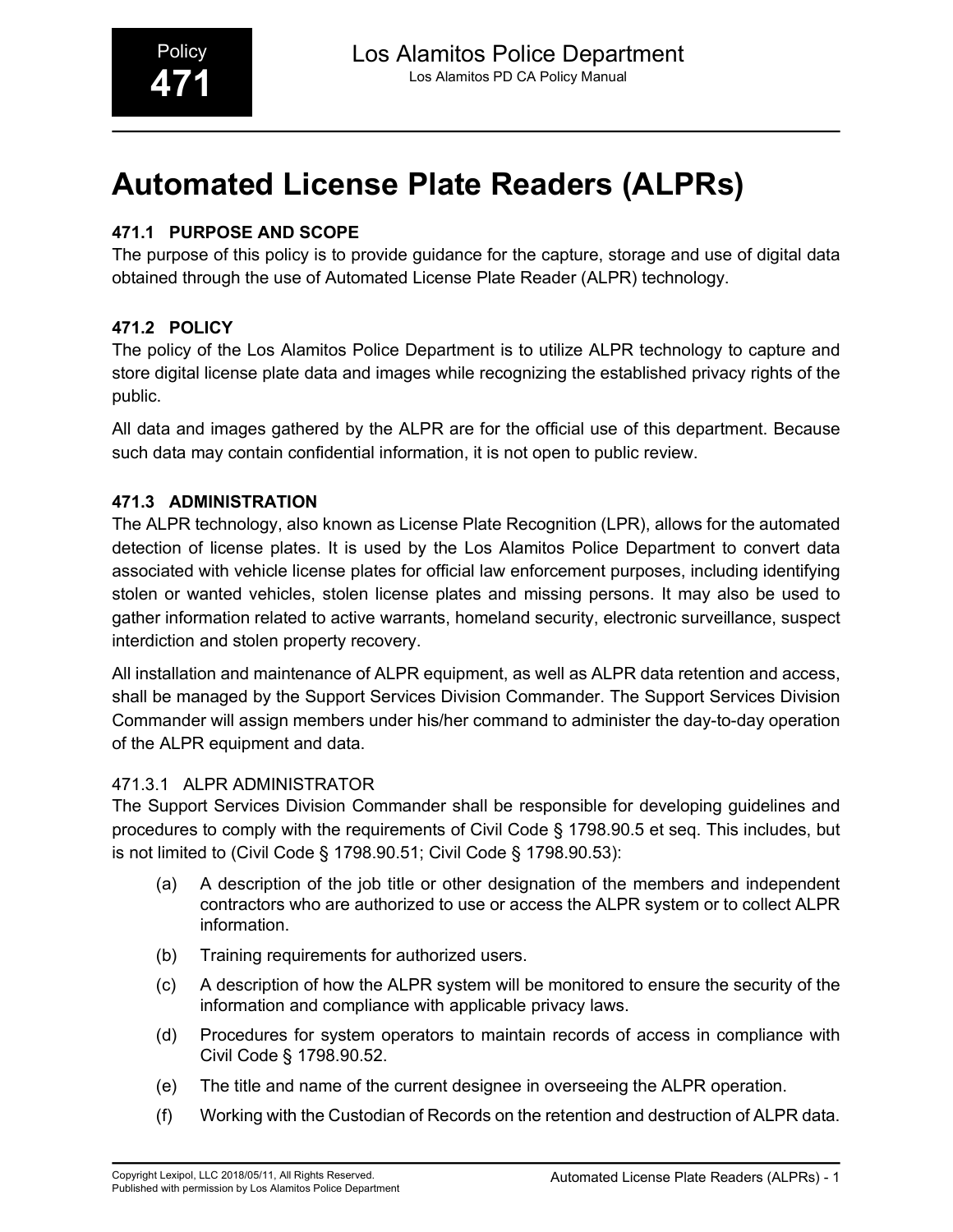# Automated License Plate Readers (ALPRs)

## 471.1 PURPOSE AND SCOPE

The purpose of this policy is to provide guidance for the capture, storage and use of digital data obtained through the use of Automated License Plate Reader (ALPR) technology.

## 471.2 POLICY

The policy of the Los Alamitos Police Department is to utilize ALPR technology to capture and store digital license plate data and images while recognizing the established privacy rights of the public.

All data and images gathered by the ALPR are for the official use of this department. Because such data may contain confidential information, it is not open to public review.

## 471.3 ADMINISTRATION

The ALPR technology, also known as License Plate Recognition (LPR), allows for the automated detection of license plates. It is used by the Los Alamitos Police Department to convert data associated with vehicle license plates for official law enforcement purposes, including identifying stolen or wanted vehicles, stolen license plates and missing persons. It may also be used to gather information related to active warrants, homeland security, electronic surveillance, suspect interdiction and stolen property recovery.

All installation and maintenance of ALPR equipment, as well as ALPR data retention and access, shall be managed by the Support Services Division Commander. The Support Services Division Commander will assign members under his/her command to administer the day-to-day operation of the ALPR equipment and data.

### 471.3.1 ALPR ADMINISTRATOR

The Support Services Division Commander shall be responsible for developing guidelines and procedures to comply with the requirements of Civil Code § 1798.90.5 et seq. This includes, but is not limited to (Civil Code § 1798.90.51; Civil Code § 1798.90.53):

(a) A description of the job title or other designation of the members and independent contractors who are authorized to use or access the ALPR system or to collect ALPR information.

(b) Training requirements for authorized users.

(c) A description of how the ALPR system will be monitored to ensure the security of the information and compliance with applicable privacy laws.

(d) Procedures for system operators to maintain records of access in compliance with Civil Code § 1798.90.52.

(e) The title and name of the current designee in overseeing the ALPR operation.

(f) Working with the Custodian of Records on the retention and destruction of ALPR data.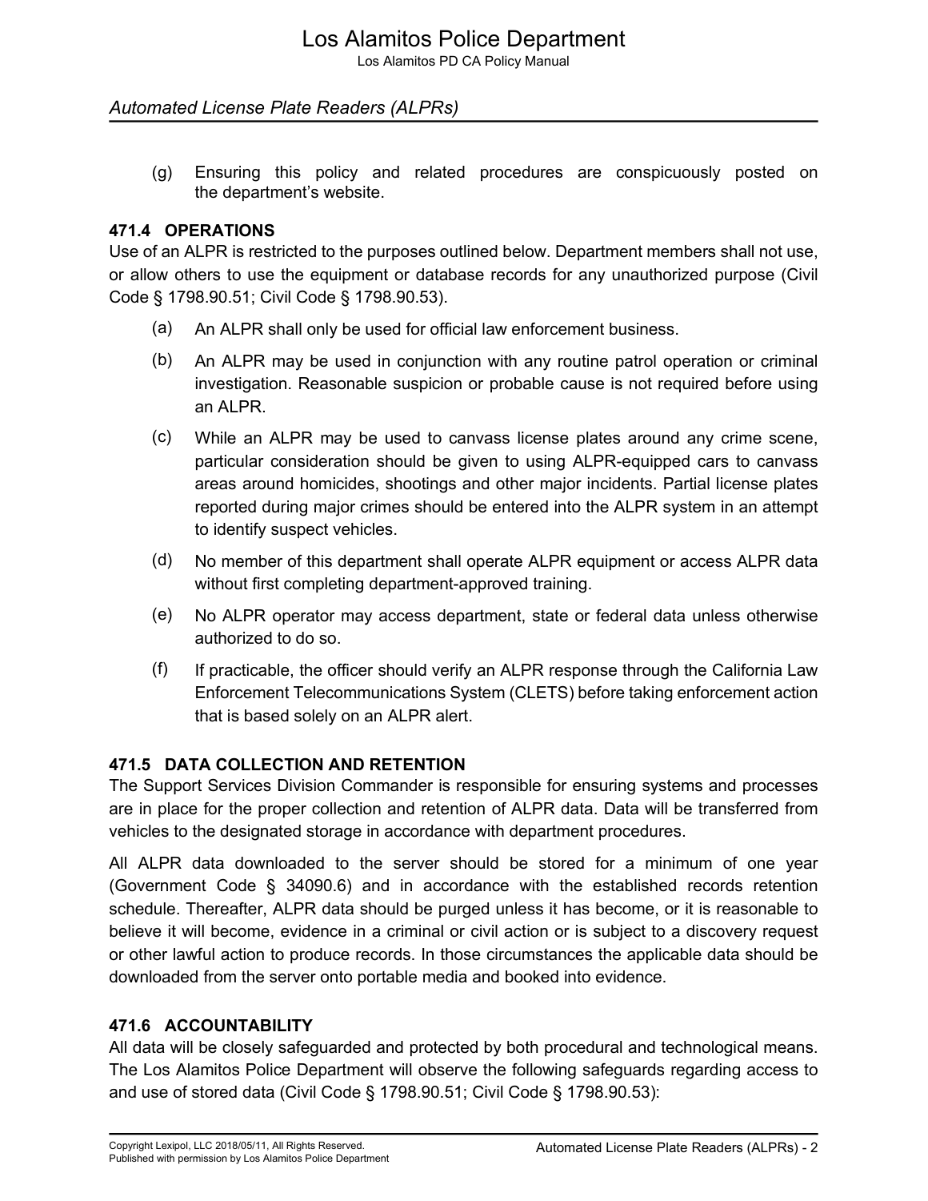(g) Ensuring this policy and related procedures are conspicuously posted on the department's website.

### 471.4 OPERATIONS

Use of an ALPR is restricted to the purposes outlined below. Department members shall not use, or allow others to use the equipment or database records for any unauthorized purpose (Civil Code § 1798.90.51; Civil Code § 1798.90.53).

(a) An ALPR shall only be used for official law enforcement business.

(b) An ALPR may be used in conjunction with any routine patrol operation or criminal investigation. Reasonable suspicion or probable cause is not required before using an ALPR.

(c) While an ALPR may be used to canvass license plates around any crime scene, particular consideration should be given to using ALPR-equipped cars to canvass areas around homicides, shootings and other major incidents. Partial license plates reported during major crimes should be entered into the ALPR system in an attempt to identify suspect vehicles.

(d) No member of this department shall operate ALPR equipment or access ALPR data without first completing department-approved training.

(e) No ALPR operator may access department, state or federal data unless otherwise authorized to do so.

(f) If practicable, the officer should verify an ALPR response through the California Law Enforcement Telecommunications System (CLETS) before taking enforcement action that is based solely on an ALPR alert.

### 471.5 DATA COLLECTION AND RETENTION

The Support Services Division Commander is responsible for ensuring systems and processes are in place for the proper collection and retention of ALPR data. Data will be transferred from vehicles to the designated storage in accordance with department procedures.

All ALPR data downloaded to the server should be stored for a minimum of one year (Government Code § 34090.6) and in accordance with the established records retention schedule. Thereafter, ALPR data should be purged unless it has become, or it is reasonable to believe it will become, evidence in a criminal or civil action or is subject to a discovery request or other lawful action to produce records. In those circumstances the applicable data should be downloaded from the server onto portable media and booked into evidence.

### 471.6 ACCOUNTABILITY

All data will be closely safeguarded and protected by both procedural and technological means. The Los Alamitos Police Department will observe the following safeguards regarding access to and use of stored data (Civil Code § 1798.90.51; Civil Code § 1798.90.53):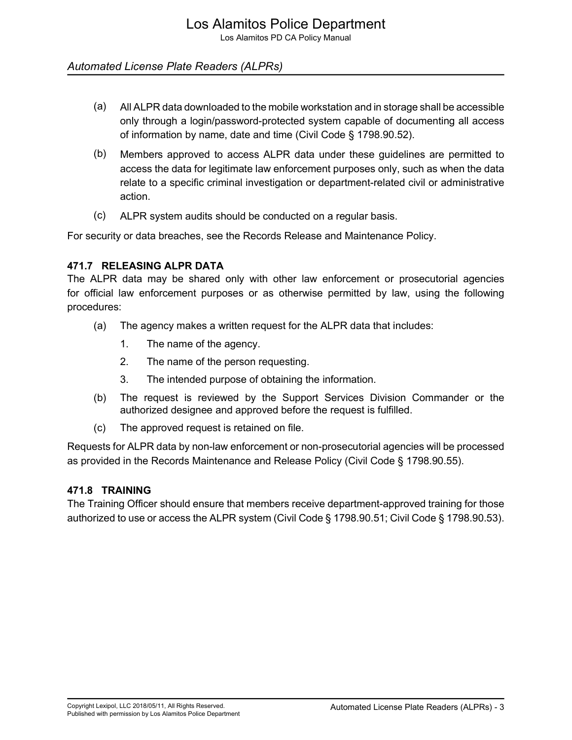(a) All ALPR data downloaded to the mobile workstation and in storage shall be accessible only through a login/password-protected system capable of documenting all access of information by name, date and time (Civil Code § 1798.90.52).

(b) Members approved to access ALPR data under these guidelines are permitted to access the data for legitimate law enforcement purposes only, such as when the data relate to a specific criminal investigation or department-related civil or administrative action.

(c) ALPR system audits should be conducted on a regular basis.

For security or data breaches, see the Records Release and Maintenance Policy.

### 471.7 RELEASING ALPR DATA

The ALPR data may be shared only with other law enforcement or prosecutorial agencies for official law enforcement purposes or as otherwise permitted by law, using the following procedures:

(a) The agency makes a written request for the ALPR data that includes:

1. The name of the agency.
2. The name of the person requesting.
3. The intended purpose of obtaining the information.

(b) The request is reviewed by the Support Services Division Commander or the authorized designee and approved before the request is fulfilled.

(c) The approved request is retained on file.

Requests for ALPR data by non-law enforcement or non-prosecutorial agencies will be processed as provided in the Records Maintenance and Release Policy (Civil Code § 1798.90.55).

### 471.8 TRAINING

The Training Officer should ensure that members receive department-approved training for those authorized to use or access the ALPR system (Civil Code § 1798.90.51; Civil Code § 1798.90.53).